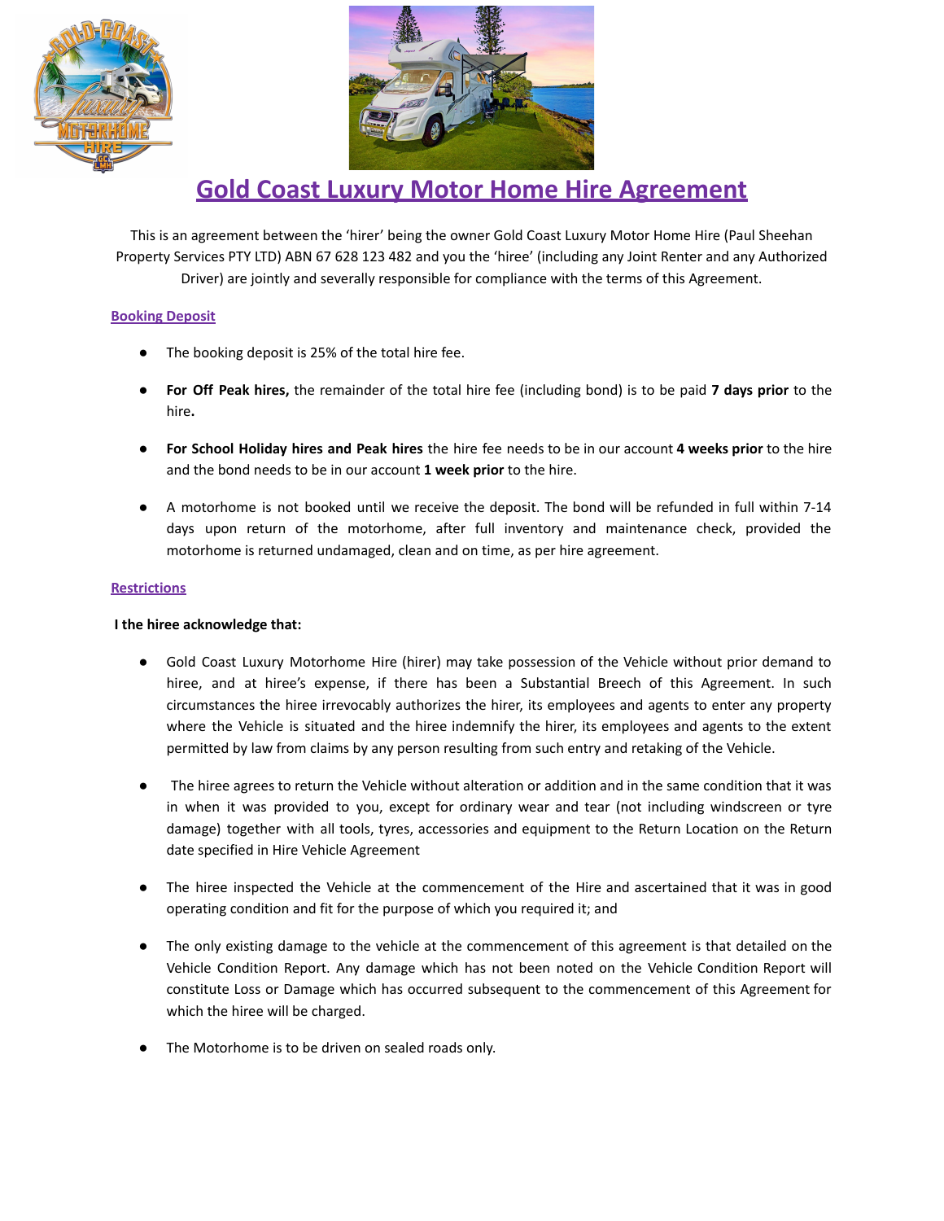# Gold Coast Luxury Motor Home Hire Agreement

This is an agreement between the 'hirer' being the owner Gold Coast Luxury Motor Home Hire (Paul Sheehan Property Services PTY LTD) ABN 67 628 123 482 and you the 'hiree' (including any Joint Renter and any Authorized Driver) are jointly and severally responsible for compliance with the terms of this Agreement.

## Booking Deposit

- The booking deposit is 25% of the total hire fee.
- **For Off Peak hires,** the remainder of the total hire fee (including bond) is to be paid **7 days prior** to the hire**.**
- **For School Holiday hires and Peak hires** the hire fee needs to be in our account **4 weeks prior** to the hire and the bond needs to be in our account **1 week prior** to the hire.
- A motorhome is not booked until we receive the deposit. The bond will be refunded in full within 7-14 days upon return of the motorhome, after full inventory and maintenance check, provided the motorhome is returned undamaged, clean and on time, as per hire agreement.

## Restrictions

**I the hiree acknowledge that:**

- Gold Coast Luxury Motorhome Hire (hirer) may take possession of the Vehicle without prior demand to hiree, and at hiree's expense, if there has been a Substantial Breech of this Agreement. In such circumstances the hiree irrevocably authorizes the hirer, its employees and agents to enter any property where the Vehicle is situated and the hiree indemnify the hirer, its employees and agents to the extent permitted by law from claims by any person resulting from such entry and retaking of the Vehicle.
- The hiree agrees to return the Vehicle without alteration or addition and in the same condition that it was in when it was provided to you, except for ordinary wear and tear (not including windscreen or tyre damage) together with all tools, tyres, accessories and equipment to the Return Location on the Return date specified in Hire Vehicle Agreement
- The hiree inspected the Vehicle at the commencement of the Hire and ascertained that it was in good operating condition and fit for the purpose of which you required it; and
- The only existing damage to the vehicle at the commencement of this agreement is that detailed on the Vehicle Condition Report. Any damage which has not been noted on the Vehicle Condition Report will constitute Loss or Damage which has occurred subsequent to the commencement of this Agreement for which the hiree will be charged.
- The Motorhome is to be driven on sealed roads only.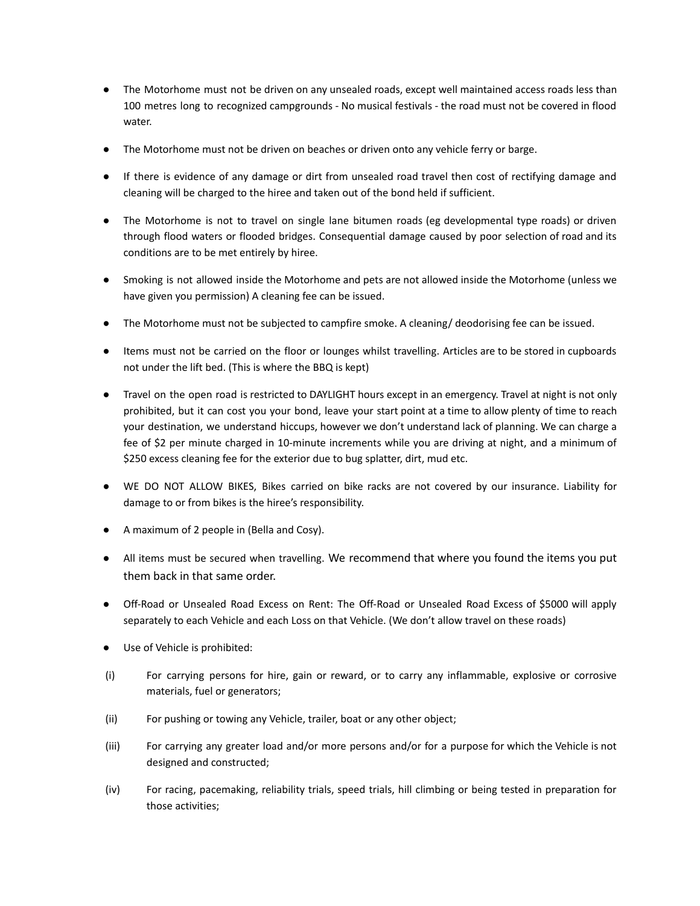- The Motorhome must not be driven on any unsealed roads, except well maintained access roads less than 100 metres long to recognized campgrounds - No musical festivals - the road must not be covered in flood water.

- The Motorhome must not be driven on beaches or driven onto any vehicle ferry or barge.

- If there is evidence of any damage or dirt from unsealed road travel then cost of rectifying damage and cleaning will be charged to the hiree and taken out of the bond held if sufficient.

- The Motorhome is not to travel on single lane bitumen roads (eg developmental type roads) or driven through flood waters or flooded bridges. Consequential damage caused by poor selection of road and its conditions are to be met entirely by hiree.

- Smoking is not allowed inside the Motorhome and pets are not allowed inside the Motorhome (unless we have given you permission) A cleaning fee can be issued.

- The Motorhome must not be subjected to campfire smoke. A cleaning/ deodorising fee can be issued.

- Items must not be carried on the floor or lounges whilst travelling. Articles are to be stored in cupboards not under the lift bed. (This is where the BBQ is kept)

- Travel on the open road is restricted to DAYLIGHT hours except in an emergency. Travel at night is not only prohibited, but it can cost you your bond, leave your start point at a time to allow plenty of time to reach your destination, we understand hiccups, however we don't understand lack of planning. We can charge a fee of $2 per minute charged in 10-minute increments while you are driving at night, and a minimum of $250 excess cleaning fee for the exterior due to bug splatter, dirt, mud etc.

- WE DO NOT ALLOW BIKES, Bikes carried on bike racks are not covered by our insurance. Liability for damage to or from bikes is the hiree's responsibility.

- A maximum of 2 people in (Bella and Cosy).

- All items must be secured when travelling. We recommend that where you found the items you put them back in that same order.

- Off-Road or Unsealed Road Excess on Rent: The Off-Road or Unsealed Road Excess of $5000 will apply separately to each Vehicle and each Loss on that Vehicle. (We don't allow travel on these roads)

- Use of Vehicle is prohibited:

(i) For carrying persons for hire, gain or reward, or to carry any inflammable, explosive or corrosive materials, fuel or generators;

(ii) For pushing or towing any Vehicle, trailer, boat or any other object;

(iii) For carrying any greater load and/or more persons and/or for a purpose for which the Vehicle is not designed and constructed;

(iv) For racing, pacemaking, reliability trials, speed trials, hill climbing or being tested in preparation for those activities;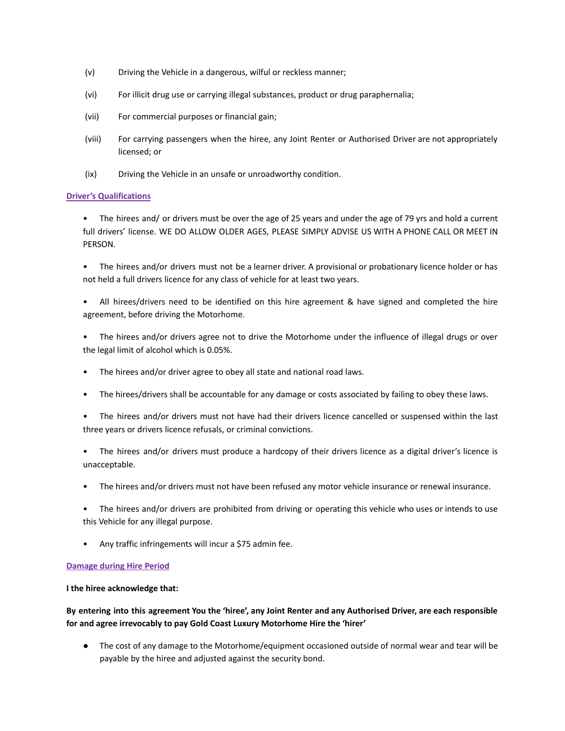(v) Driving the Vehicle in a dangerous, wilful or reckless manner;

(vi) For illicit drug use or carrying illegal substances, product or drug paraphernalia;

(vii) For commercial purposes or financial gain;

(viii) For carrying passengers when the hiree, any Joint Renter or Authorised Driver are not appropriately licensed; or

(ix) Driving the Vehicle in an unsafe or unroadworthy condition.

**Driver's Qualifications**

- The hirees and/ or drivers must be over the age of 25 years and under the age of 79 yrs and hold a current full drivers' license. WE DO ALLOW OLDER AGES, PLEASE SIMPLY ADVISE US WITH A PHONE CALL OR MEET IN PERSON.

- The hirees and/or drivers must not be a learner driver. A provisional or probationary licence holder or has not held a full drivers licence for any class of vehicle for at least two years.

- All hirees/drivers need to be identified on this hire agreement & have signed and completed the hire agreement, before driving the Motorhome.

- The hirees and/or drivers agree not to drive the Motorhome under the influence of illegal drugs or over the legal limit of alcohol which is 0.05%.

- The hirees and/or driver agree to obey all state and national road laws.

- The hirees/drivers shall be accountable for any damage or costs associated by failing to obey these laws.

- The hirees and/or drivers must not have had their drivers licence cancelled or suspensed within the last three years or drivers licence refusals, or criminal convictions.

- The hirees and/or drivers must produce a hardcopy of their drivers licence as a digital driver's licence is unacceptable.

- The hirees and/or drivers must not have been refused any motor vehicle insurance or renewal insurance.

- The hirees and/or drivers are prohibited from driving or operating this vehicle who uses or intends to use this Vehicle for any illegal purpose.

- Any traffic infringements will incur a $75 admin fee.

**Damage during Hire Period**

**I the hiree acknowledge that:**

**By entering into this agreement You the 'hiree', any Joint Renter and any Authorised Driver, are each responsible for and agree irrevocably to pay Gold Coast Luxury Motorhome Hire the 'hirer'**

- The cost of any damage to the Motorhome/equipment occasioned outside of normal wear and tear will be payable by the hiree and adjusted against the security bond.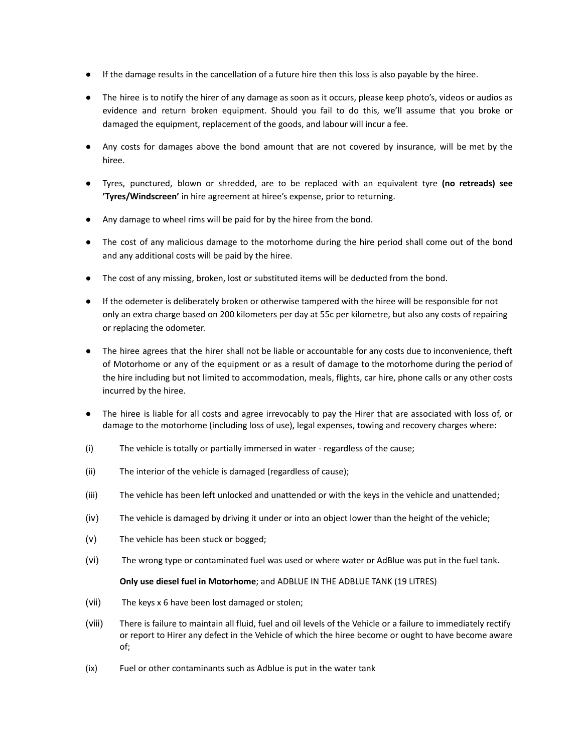- If the damage results in the cancellation of a future hire then this loss is also payable by the hiree.
- The hiree is to notify the hirer of any damage as soon as it occurs, please keep photo's, videos or audios as evidence and return broken equipment. Should you fail to do this, we'll assume that you broke or damaged the equipment, replacement of the goods, and labour will incur a fee.
- Any costs for damages above the bond amount that are not covered by insurance, will be met by the hiree.
- Tyres, punctured, blown or shredded, are to be replaced with an equivalent tyre **(no retreads) see 'Tyres/Windscreen'** in hire agreement at hiree's expense, prior to returning.
- Any damage to wheel rims will be paid for by the hiree from the bond.
- The cost of any malicious damage to the motorhome during the hire period shall come out of the bond and any additional costs will be paid by the hiree.
- The cost of any missing, broken, lost or substituted items will be deducted from the bond.
- If the odemeter is deliberately broken or otherwise tampered with the hiree will be responsible for not only an extra charge based on 200 kilometers per day at 55c per kilometre, but also any costs of repairing or replacing the odometer.
- The hiree agrees that the hirer shall not be liable or accountable for any costs due to inconvenience, theft of Motorhome or any of the equipment or as a result of damage to the motorhome during the period of the hire including but not limited to accommodation, meals, flights, car hire, phone calls or any other costs incurred by the hiree.
- The hiree is liable for all costs and agree irrevocably to pay the Hirer that are associated with loss of, or damage to the motorhome (including loss of use), legal expenses, towing and recovery charges where:

(i) The vehicle is totally or partially immersed in water - regardless of the cause;

(ii) The interior of the vehicle is damaged (regardless of cause);

(iii) The vehicle has been left unlocked and unattended or with the keys in the vehicle and unattended;

(iv) The vehicle is damaged by driving it under or into an object lower than the height of the vehicle;

(v) The vehicle has been stuck or bogged;

(vi) The wrong type or contaminated fuel was used or where water or AdBlue was put in the fuel tank.

**Only use diesel fuel in Motorhome**; and ADBLUE IN THE ADBLUE TANK (19 LITRES)

(vii) The keys x 6 have been lost damaged or stolen;

(viii) There is failure to maintain all fluid, fuel and oil levels of the Vehicle or a failure to immediately rectify or report to Hirer any defect in the Vehicle of which the hiree become or ought to have become aware of;

(ix) Fuel or other contaminants such as Adblue is put in the water tank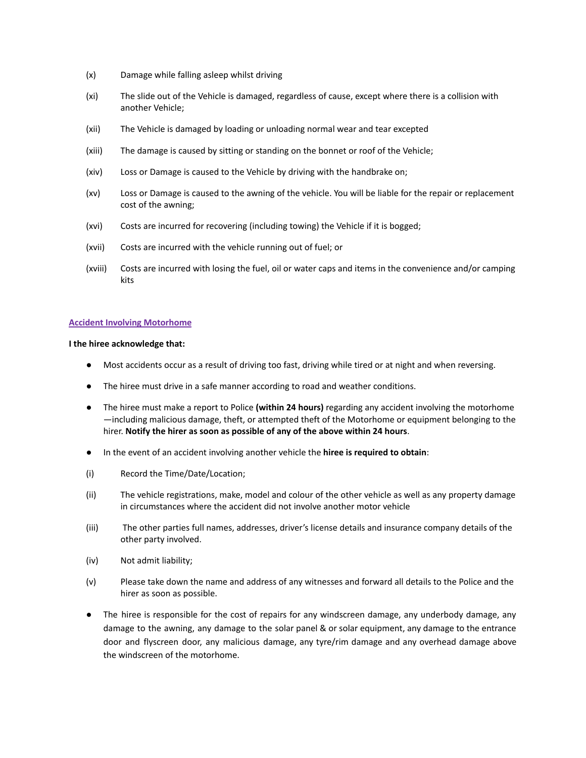(x) Damage while falling asleep whilst driving

(xi) The slide out of the Vehicle is damaged, regardless of cause, except where there is a collision with another Vehicle;

(xii) The Vehicle is damaged by loading or unloading normal wear and tear excepted

(xiii) The damage is caused by sitting or standing on the bonnet or roof of the Vehicle;

(xiv) Loss or Damage is caused to the Vehicle by driving with the handbrake on;

(xv) Loss or Damage is caused to the awning of the vehicle. You will be liable for the repair or replacement cost of the awning;

(xvi) Costs are incurred for recovering (including towing) the Vehicle if it is bogged;

(xvii) Costs are incurred with the vehicle running out of fuel; or

(xviii) Costs are incurred with losing the fuel, oil or water caps and items in the convenience and/or camping kits

## Accident Involving Motorhome

**I the hiree acknowledge that:**

- Most accidents occur as a result of driving too fast, driving while tired or at night and when reversing.
- The hiree must drive in a safe manner according to road and weather conditions.
- The hiree must make a report to Police **(within 24 hours)** regarding any accident involving the motorhome—including malicious damage, theft, or attempted theft of the Motorhome or equipment belonging to the hirer. **Notify the hirer as soon as possible of any of the above within 24 hours**.
- In the event of an accident involving another vehicle the **hiree is required to obtain**:

(i) Record the Time/Date/Location;

(ii) The vehicle registrations, make, model and colour of the other vehicle as well as any property damage in circumstances where the accident did not involve another motor vehicle

(iii) The other parties full names, addresses, driver's license details and insurance company details of the other party involved.

(iv) Not admit liability;

(v) Please take down the name and address of any witnesses and forward all details to the Police and the hirer as soon as possible.

- The hiree is responsible for the cost of repairs for any windscreen damage, any underbody damage, any damage to the awning, any damage to the solar panel & or solar equipment, any damage to the entrance door and flyscreen door, any malicious damage, any tyre/rim damage and any overhead damage above the windscreen of the motorhome.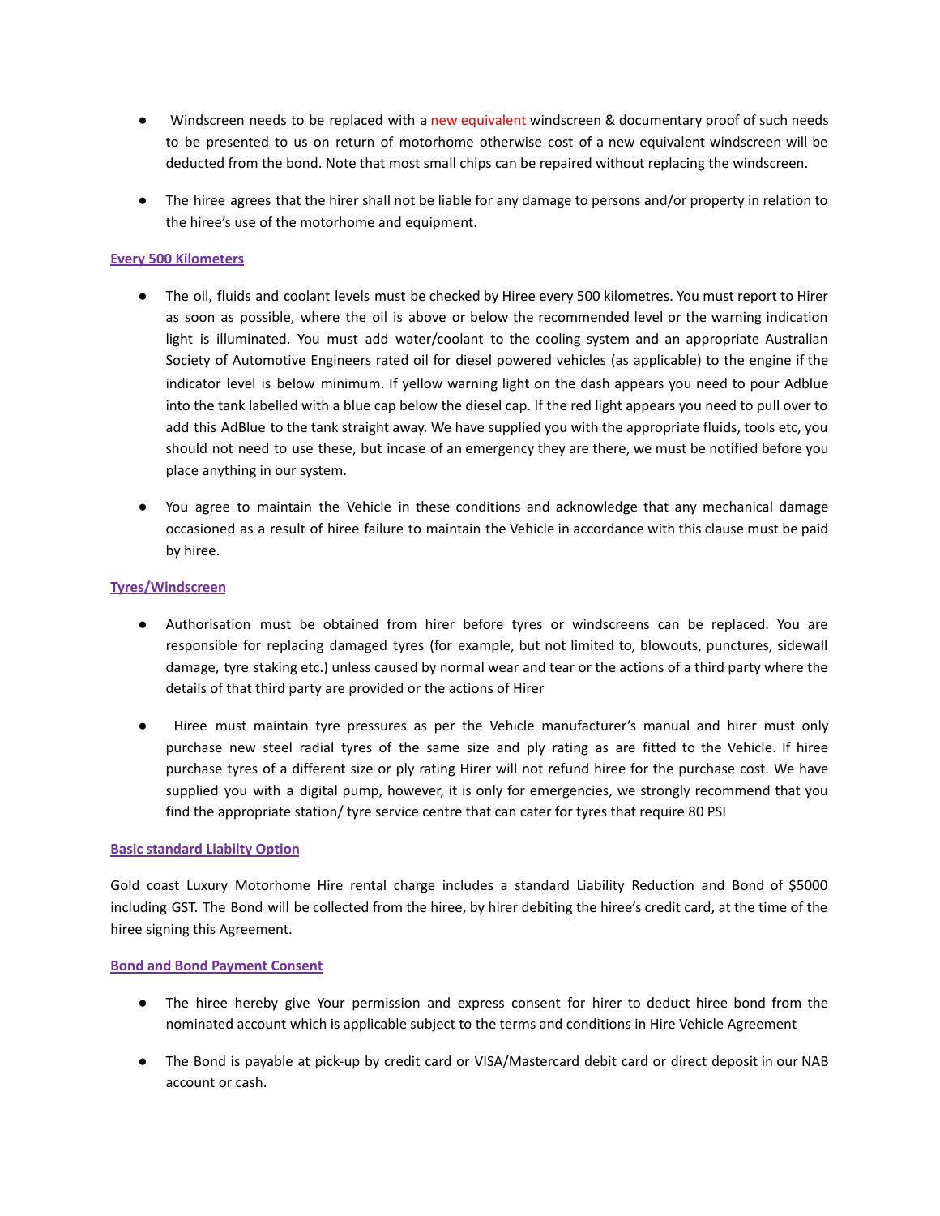- Windscreen needs to be replaced with a new equivalent windscreen & documentary proof of such needs to be presented to us on return of motorhome otherwise cost of a new equivalent windscreen will be deducted from the bond. Note that most small chips can be repaired without replacing the windscreen.

- The hiree agrees that the hirer shall not be liable for any damage to persons and/or property in relation to the hiree's use of the motorhome and equipment.

**Every 500 Kilometers**

- The oil, fluids and coolant levels must be checked by Hiree every 500 kilometres. You must report to Hirer as soon as possible, where the oil is above or below the recommended level or the warning indication light is illuminated. You must add water/coolant to the cooling system and an appropriate Australian Society of Automotive Engineers rated oil for diesel powered vehicles (as applicable) to the engine if the indicator level is below minimum. If yellow warning light on the dash appears you need to pour Adblue into the tank labelled with a blue cap below the diesel cap. If the red light appears you need to pull over to add this AdBlue to the tank straight away. We have supplied you with the appropriate fluids, tools etc, you should not need to use these, but incase of an emergency they are there, we must be notified before you place anything in our system.

- You agree to maintain the Vehicle in these conditions and acknowledge that any mechanical damage occasioned as a result of hiree failure to maintain the Vehicle in accordance with this clause must be paid by hiree.

**Tyres/Windscreen**

- Authorisation must be obtained from hirer before tyres or windscreens can be replaced. You are responsible for replacing damaged tyres (for example, but not limited to, blowouts, punctures, sidewall damage, tyre staking etc.) unless caused by normal wear and tear or the actions of a third party where the details of that third party are provided or the actions of Hirer

- Hiree must maintain tyre pressures as per the Vehicle manufacturer's manual and hirer must only purchase new steel radial tyres of the same size and ply rating as are fitted to the Vehicle. If hiree purchase tyres of a different size or ply rating Hirer will not refund hiree for the purchase cost. We have supplied you with a digital pump, however, it is only for emergencies, we strongly recommend that you find the appropriate station/ tyre service centre that can cater for tyres that require 80 PSI

**Basic standard Liabilty Option**

Gold coast Luxury Motorhome Hire rental charge includes a standard Liability Reduction and Bond of $5000 including GST. The Bond will be collected from the hiree, by hirer debiting the hiree's credit card, at the time of the hiree signing this Agreement.

**Bond and Bond Payment Consent**

- The hiree hereby give Your permission and express consent for hirer to deduct hiree bond from the nominated account which is applicable subject to the terms and conditions in Hire Vehicle Agreement

- The Bond is payable at pick-up by credit card or VISA/Mastercard debit card or direct deposit in our NAB account or cash.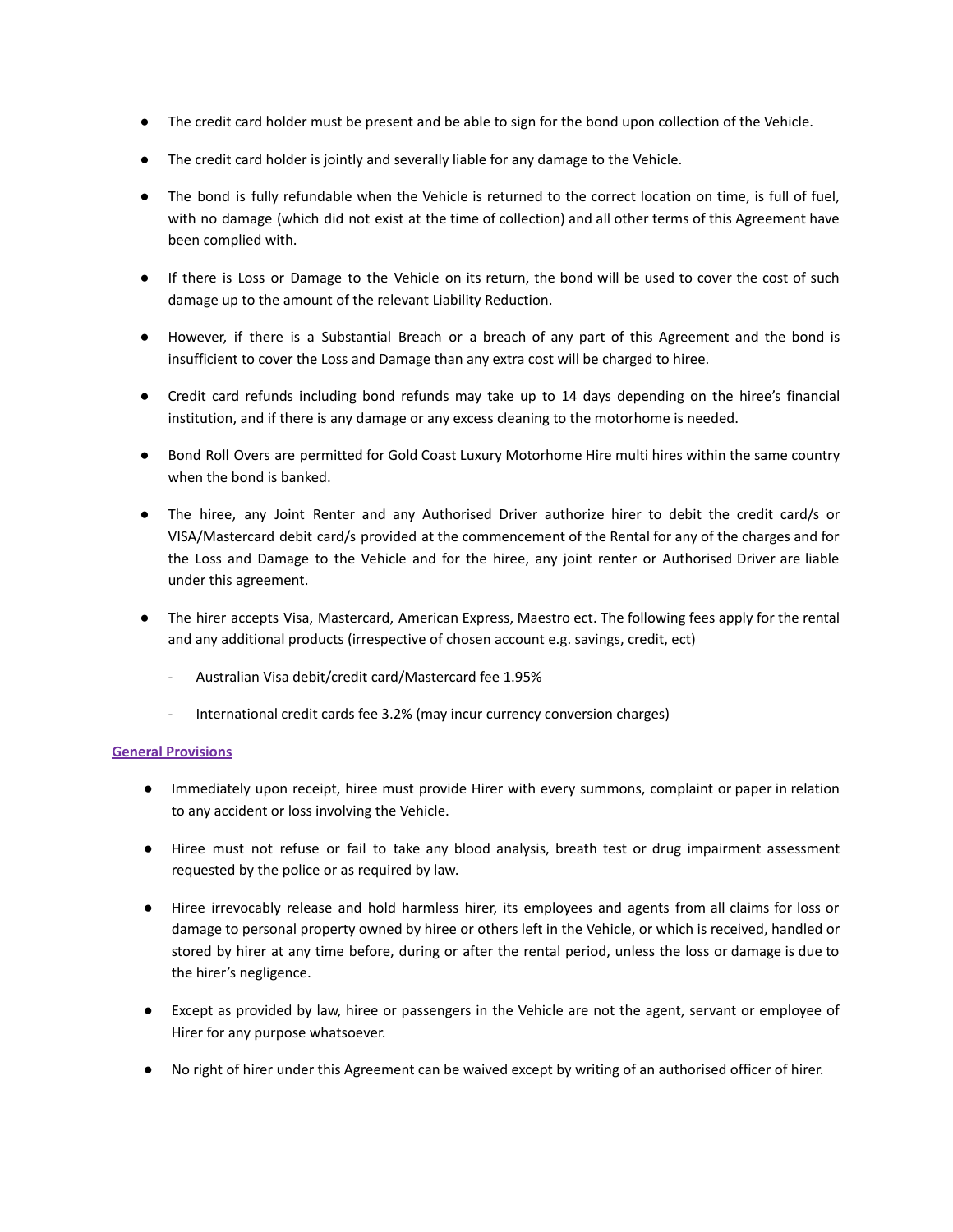- The credit card holder must be present and be able to sign for the bond upon collection of the Vehicle.
- The credit card holder is jointly and severally liable for any damage to the Vehicle.
- The bond is fully refundable when the Vehicle is returned to the correct location on time, is full of fuel, with no damage (which did not exist at the time of collection) and all other terms of this Agreement have been complied with.
- If there is Loss or Damage to the Vehicle on its return, the bond will be used to cover the cost of such damage up to the amount of the relevant Liability Reduction.
- However, if there is a Substantial Breach or a breach of any part of this Agreement and the bond is insufficient to cover the Loss and Damage than any extra cost will be charged to hiree.
- Credit card refunds including bond refunds may take up to 14 days depending on the hiree's financial institution, and if there is any damage or any excess cleaning to the motorhome is needed.
- Bond Roll Overs are permitted for Gold Coast Luxury Motorhome Hire multi hires within the same country when the bond is banked.
- The hiree, any Joint Renter and any Authorised Driver authorize hirer to debit the credit card/s or VISA/Mastercard debit card/s provided at the commencement of the Rental for any of the charges and for the Loss and Damage to the Vehicle and for the hiree, any joint renter or Authorised Driver are liable under this agreement.
- The hirer accepts Visa, Mastercard, American Express, Maestro ect. The following fees apply for the rental and any additional products (irrespective of chosen account e.g. savings, credit, ect)
    - Australian Visa debit/credit card/Mastercard fee 1.95%
    - International credit cards fee 3.2% (may incur currency conversion charges)

**General Provisions**

- Immediately upon receipt, hiree must provide Hirer with every summons, complaint or paper in relation to any accident or loss involving the Vehicle.
- Hiree must not refuse or fail to take any blood analysis, breath test or drug impairment assessment requested by the police or as required by law.
- Hiree irrevocably release and hold harmless hirer, its employees and agents from all claims for loss or damage to personal property owned by hiree or others left in the Vehicle, or which is received, handled or stored by hirer at any time before, during or after the rental period, unless the loss or damage is due to the hirer's negligence.
- Except as provided by law, hiree or passengers in the Vehicle are not the agent, servant or employee of Hirer for any purpose whatsoever.
- No right of hirer under this Agreement can be waived except by writing of an authorised officer of hirer.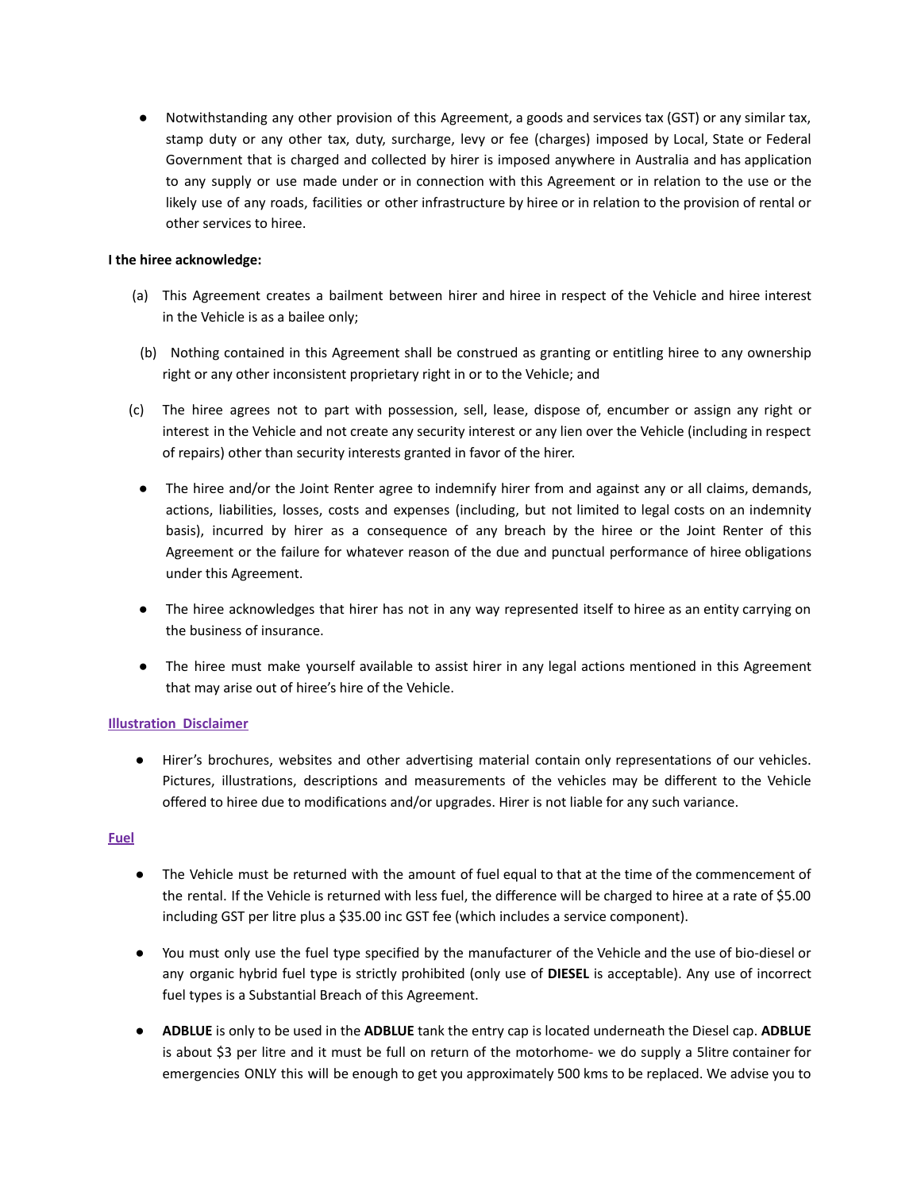- Notwithstanding any other provision of this Agreement, a goods and services tax (GST) or any similar tax, stamp duty or any other tax, duty, surcharge, levy or fee (charges) imposed by Local, State or Federal Government that is charged and collected by hirer is imposed anywhere in Australia and has application to any supply or use made under or in connection with this Agreement or in relation to the use or the likely use of any roads, facilities or other infrastructure by hiree or in relation to the provision of rental or other services to hiree.

**I the hiree acknowledge:**

(a) This Agreement creates a bailment between hirer and hiree in respect of the Vehicle and hiree interest in the Vehicle is as a bailee only;

(b) Nothing contained in this Agreement shall be construed as granting or entitling hiree to any ownership right or any other inconsistent proprietary right in or to the Vehicle; and

(c) The hiree agrees not to part with possession, sell, lease, dispose of, encumber or assign any right or interest in the Vehicle and not create any security interest or any lien over the Vehicle (including in respect of repairs) other than security interests granted in favor of the hirer.

- The hiree and/or the Joint Renter agree to indemnify hirer from and against any or all claims, demands, actions, liabilities, losses, costs and expenses (including, but not limited to legal costs on an indemnity basis), incurred by hirer as a consequence of any breach by the hiree or the Joint Renter of this Agreement or the failure for whatever reason of the due and punctual performance of hiree obligations under this Agreement.

- The hiree acknowledges that hirer has not in any way represented itself to hiree as an entity carrying on the business of insurance.

- The hiree must make yourself available to assist hirer in any legal actions mentioned in this Agreement that may arise out of hiree's hire of the Vehicle.

**Illustration Disclaimer**

- Hirer's brochures, websites and other advertising material contain only representations of our vehicles. Pictures, illustrations, descriptions and measurements of the vehicles may be different to the Vehicle offered to hiree due to modifications and/or upgrades. Hirer is not liable for any such variance.

**Fuel**

- The Vehicle must be returned with the amount of fuel equal to that at the time of the commencement of the rental. If the Vehicle is returned with less fuel, the difference will be charged to hiree at a rate of $5.00 including GST per litre plus a $35.00 inc GST fee (which includes a service component).

- You must only use the fuel type specified by the manufacturer of the Vehicle and the use of bio-diesel or any organic hybrid fuel type is strictly prohibited (only use of **DIESEL** is acceptable). Any use of incorrect fuel types is a Substantial Breach of this Agreement.

- **ADBLUE** is only to be used in the **ADBLUE** tank the entry cap is located underneath the Diesel cap. **ADBLUE** is about $3 per litre and it must be full on return of the motorhome- we do supply a 5litre container for emergencies ONLY this will be enough to get you approximately 500 kms to be replaced. We advise you to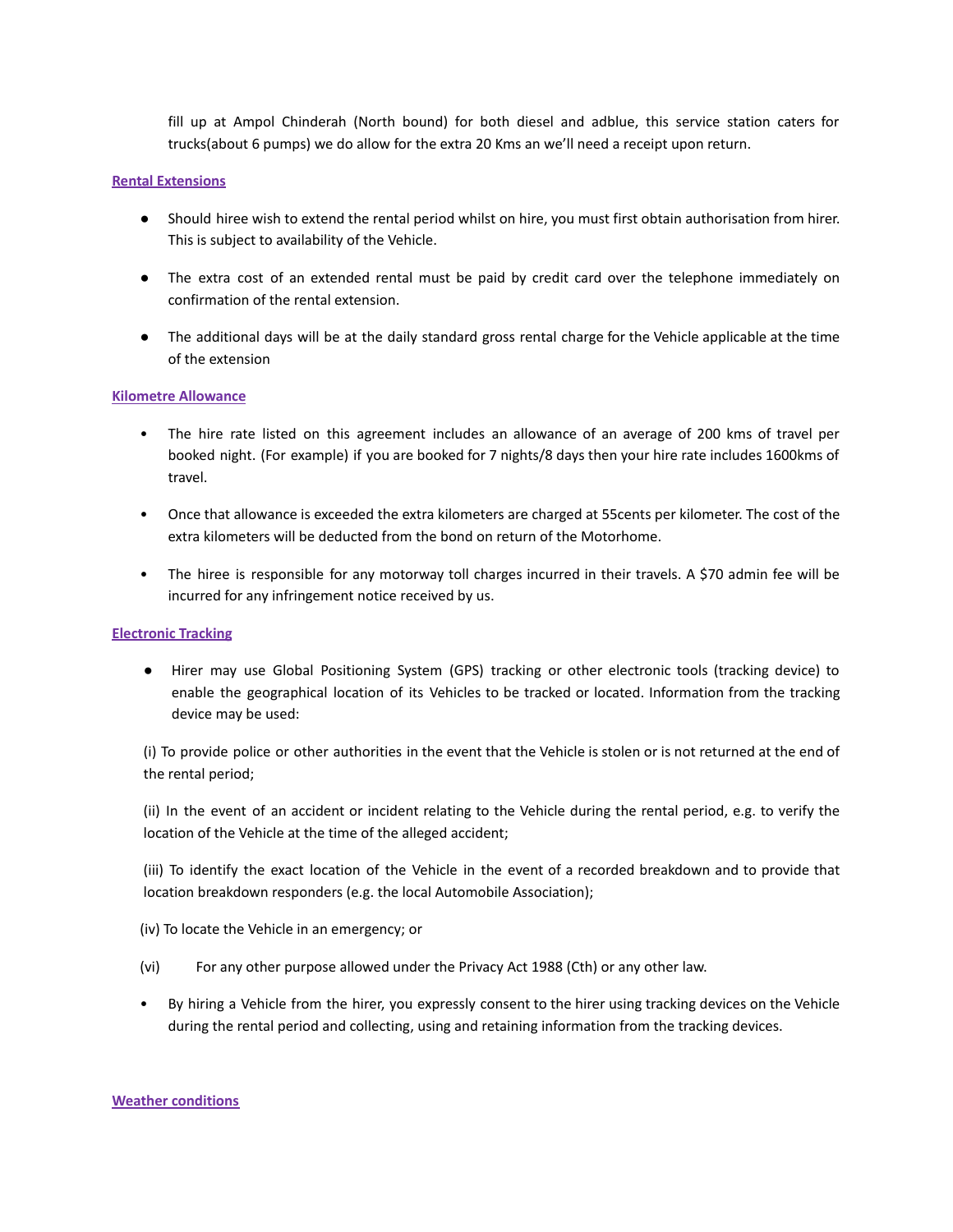fill up at Ampol Chinderah (North bound) for both diesel and adblue, this service station caters for trucks(about 6 pumps) we do allow for the extra 20 Kms an we'll need a receipt upon return.

## Rental Extensions

- Should hiree wish to extend the rental period whilst on hire, you must first obtain authorisation from hirer. This is subject to availability of the Vehicle.
- The extra cost of an extended rental must be paid by credit card over the telephone immediately on confirmation of the rental extension.
- The additional days will be at the daily standard gross rental charge for the Vehicle applicable at the time of the extension

## Kilometre Allowance

- The hire rate listed on this agreement includes an allowance of an average of 200 kms of travel per booked night. (For example) if you are booked for 7 nights/8 days then your hire rate includes 1600kms of travel.
- Once that allowance is exceeded the extra kilometers are charged at 55cents per kilometer. The cost of the extra kilometers will be deducted from the bond on return of the Motorhome.
- The hiree is responsible for any motorway toll charges incurred in their travels. A $70 admin fee will be incurred for any infringement notice received by us.

## Electronic Tracking

- Hirer may use Global Positioning System (GPS) tracking or other electronic tools (tracking device) to enable the geographical location of its Vehicles to be tracked or located. Information from the tracking device may be used:

(i) To provide police or other authorities in the event that the Vehicle is stolen or is not returned at the end of the rental period;

(ii) In the event of an accident or incident relating to the Vehicle during the rental period, e.g. to verify the location of the Vehicle at the time of the alleged accident;

(iii) To identify the exact location of the Vehicle in the event of a recorded breakdown and to provide that location breakdown responders (e.g. the local Automobile Association);

(iv) To locate the Vehicle in an emergency; or

(vi) For any other purpose allowed under the Privacy Act 1988 (Cth) or any other law.

- By hiring a Vehicle from the hirer, you expressly consent to the hirer using tracking devices on the Vehicle during the rental period and collecting, using and retaining information from the tracking devices.

## Weather conditions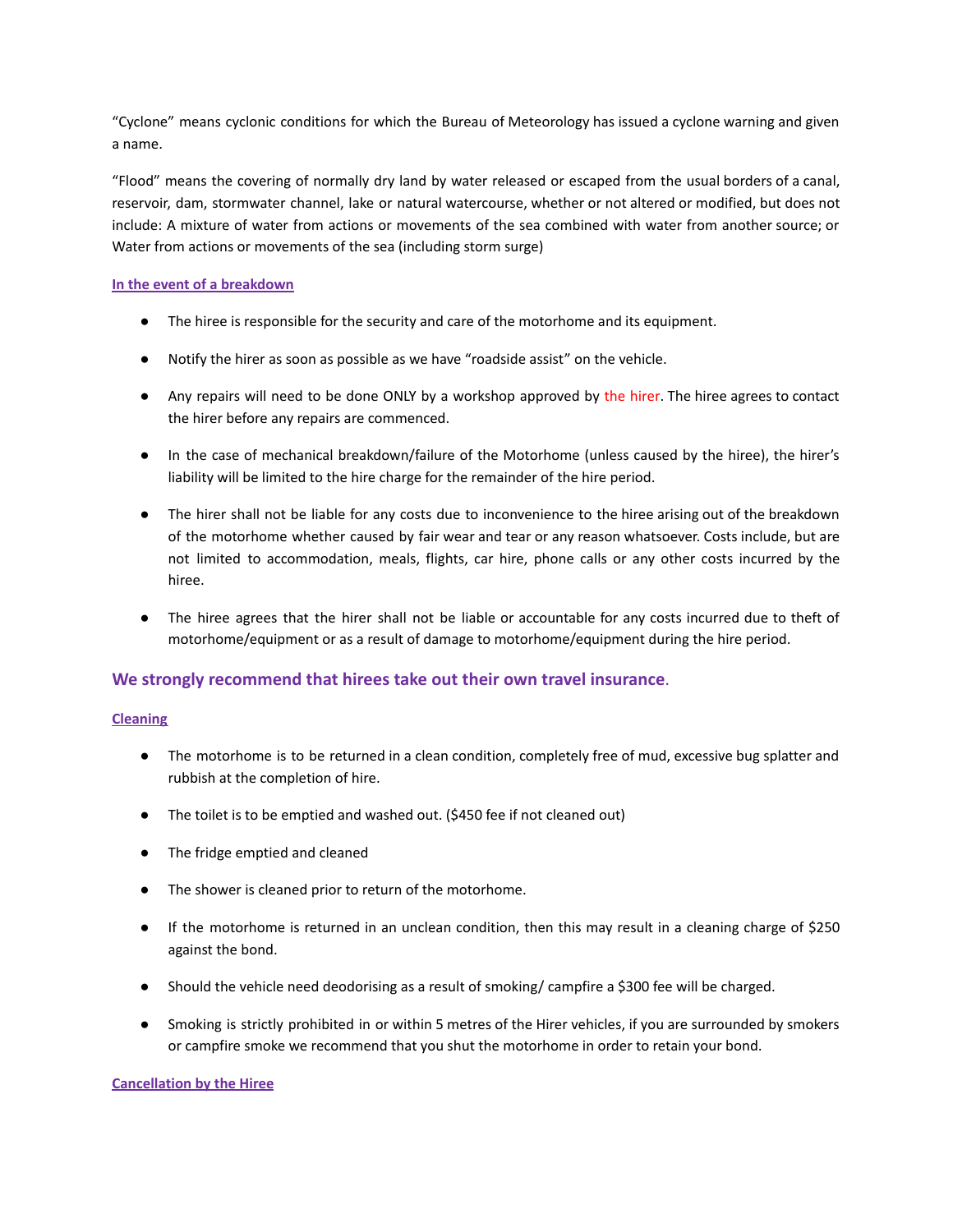"Cyclone" means cyclonic conditions for which the Bureau of Meteorology has issued a cyclone warning and given a name.

"Flood" means the covering of normally dry land by water released or escaped from the usual borders of a canal, reservoir, dam, stormwater channel, lake or natural watercourse, whether or not altered or modified, but does not include: A mixture of water from actions or movements of the sea combined with water from another source; or Water from actions or movements of the sea (including storm surge)

### In the event of a breakdown

- The hiree is responsible for the security and care of the motorhome and its equipment.
- Notify the hirer as soon as possible as we have "roadside assist" on the vehicle.
- Any repairs will need to be done ONLY by a workshop approved by the hirer. The hiree agrees to contact the hirer before any repairs are commenced.
- In the case of mechanical breakdown/failure of the Motorhome (unless caused by the hiree), the hirer's liability will be limited to the hire charge for the remainder of the hire period.
- The hirer shall not be liable for any costs due to inconvenience to the hiree arising out of the breakdown of the motorhome whether caused by fair wear and tear or any reason whatsoever. Costs include, but are not limited to accommodation, meals, flights, car hire, phone calls or any other costs incurred by the hiree.
- The hiree agrees that the hirer shall not be liable or accountable for any costs incurred due to theft of motorhome/equipment or as a result of damage to motorhome/equipment during the hire period.

## We strongly recommend that hirees take out their own travel insurance.

### Cleaning

- The motorhome is to be returned in a clean condition, completely free of mud, excessive bug splatter and rubbish at the completion of hire.
- The toilet is to be emptied and washed out. ($450 fee if not cleaned out)
- The fridge emptied and cleaned
- The shower is cleaned prior to return of the motorhome.
- If the motorhome is returned in an unclean condition, then this may result in a cleaning charge of $250 against the bond.
- Should the vehicle need deodorising as a result of smoking/ campfire a $300 fee will be charged.
- Smoking is strictly prohibited in or within 5 metres of the Hirer vehicles, if you are surrounded by smokers or campfire smoke we recommend that you shut the motorhome in order to retain your bond.

### Cancellation by the Hiree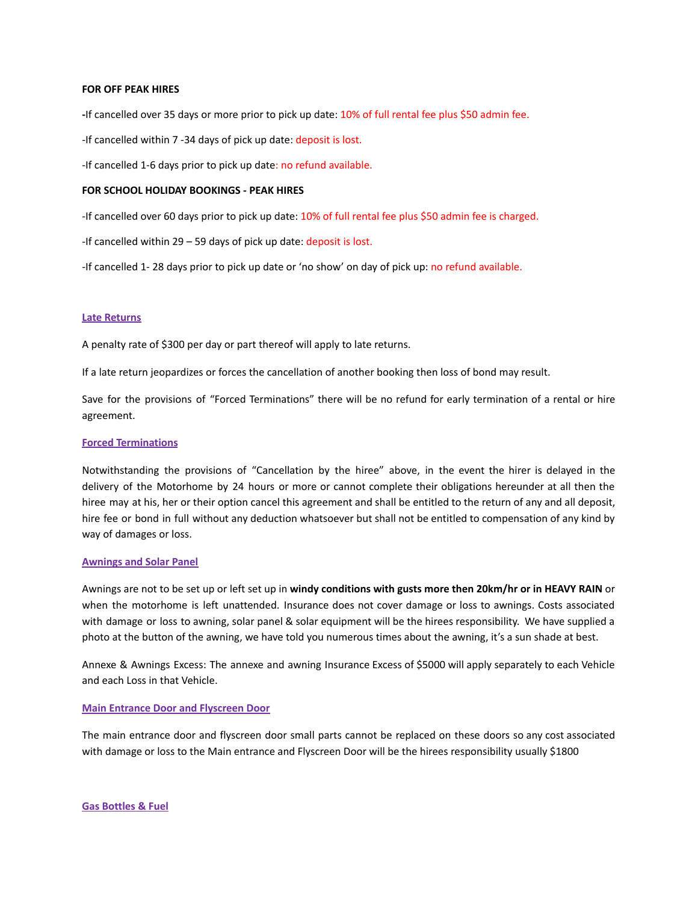**FOR OFF PEAK HIRES**

-If cancelled over 35 days or more prior to pick up date: 10% of full rental fee plus $50 admin fee.

-If cancelled within 7 -34 days of pick up date: deposit is lost.

-If cancelled 1-6 days prior to pick up date: no refund available.

**FOR SCHOOL HOLIDAY BOOKINGS - PEAK HIRES**

-If cancelled over 60 days prior to pick up date: 10% of full rental fee plus $50 admin fee is charged.

-If cancelled within 29 – 59 days of pick up date: deposit is lost.

-If cancelled 1- 28 days prior to pick up date or 'no show' on day of pick up: no refund available.

## Late Returns

A penalty rate of $300 per day or part thereof will apply to late returns.

If a late return jeopardizes or forces the cancellation of another booking then loss of bond may result.

Save for the provisions of "Forced Terminations" there will be no refund for early termination of a rental or hire agreement.

## Forced Terminations

Notwithstanding the provisions of "Cancellation by the hiree" above, in the event the hirer is delayed in the delivery of the Motorhome by 24 hours or more or cannot complete their obligations hereunder at all then the hiree may at his, her or their option cancel this agreement and shall be entitled to the return of any and all deposit, hire fee or bond in full without any deduction whatsoever but shall not be entitled to compensation of any kind by way of damages or loss.

## Awnings and Solar Panel

Awnings are not to be set up or left set up in **windy conditions with gusts more then 20km/hr or in HEAVY RAIN** or when the motorhome is left unattended. Insurance does not cover damage or loss to awnings. Costs associated with damage or loss to awning, solar panel & solar equipment will be the hirees responsibility. We have supplied a photo at the button of the awning, we have told you numerous times about the awning, it's a sun shade at best.

Annexe & Awnings Excess: The annexe and awning Insurance Excess of $5000 will apply separately to each Vehicle and each Loss in that Vehicle.

## Main Entrance Door and Flyscreen Door

The main entrance door and flyscreen door small parts cannot be replaced on these doors so any cost associated with damage or loss to the Main entrance and Flyscreen Door will be the hirees responsibility usually $1800

## Gas Bottles & Fuel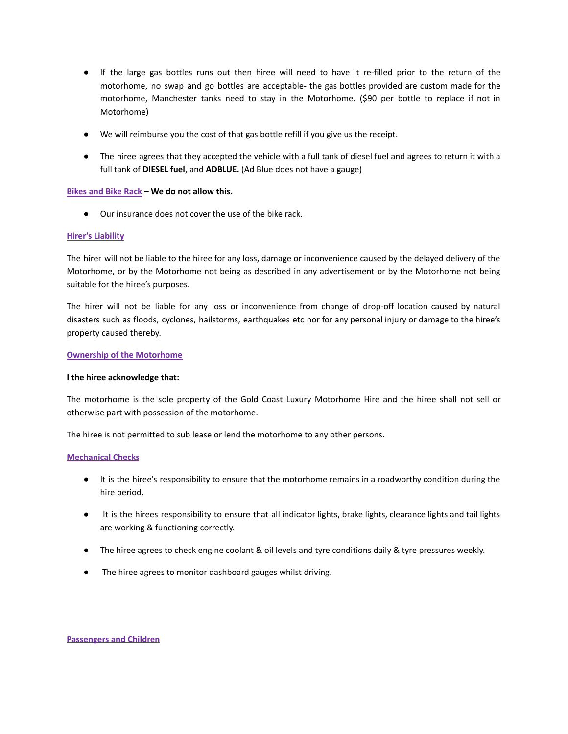- If the large gas bottles runs out then hiree will need to have it re-filled prior to the return of the motorhome, no swap and go bottles are acceptable- the gas bottles provided are custom made for the motorhome, Manchester tanks need to stay in the Motorhome. ($90 per bottle to replace if not in Motorhome)

- We will reimburse you the cost of that gas bottle refill if you give us the receipt.

- The hiree agrees that they accepted the vehicle with a full tank of diesel fuel and agrees to return it with a full tank of **DIESEL fuel**, and **ADBLUE.** (Ad Blue does not have a gauge)

**Bikes and Bike Rack – We do not allow this.**

- Our insurance does not cover the use of the bike rack.

**Hirer's Liability**

The hirer will not be liable to the hiree for any loss, damage or inconvenience caused by the delayed delivery of the Motorhome, or by the Motorhome not being as described in any advertisement or by the Motorhome not being suitable for the hiree's purposes.

The hirer will not be liable for any loss or inconvenience from change of drop-off location caused by natural disasters such as floods, cyclones, hailstorms, earthquakes etc nor for any personal injury or damage to the hiree's property caused thereby.

**Ownership of the Motorhome**

**I the hiree acknowledge that:**

The motorhome is the sole property of the Gold Coast Luxury Motorhome Hire and the hiree shall not sell or otherwise part with possession of the motorhome.

The hiree is not permitted to sub lease or lend the motorhome to any other persons.

**Mechanical Checks**

- It is the hiree's responsibility to ensure that the motorhome remains in a roadworthy condition during the hire period.

- It is the hirees responsibility to ensure that all indicator lights, brake lights, clearance lights and tail lights are working & functioning correctly.

- The hiree agrees to check engine coolant & oil levels and tyre conditions daily & tyre pressures weekly.

- The hiree agrees to monitor dashboard gauges whilst driving.

**Passengers and Children**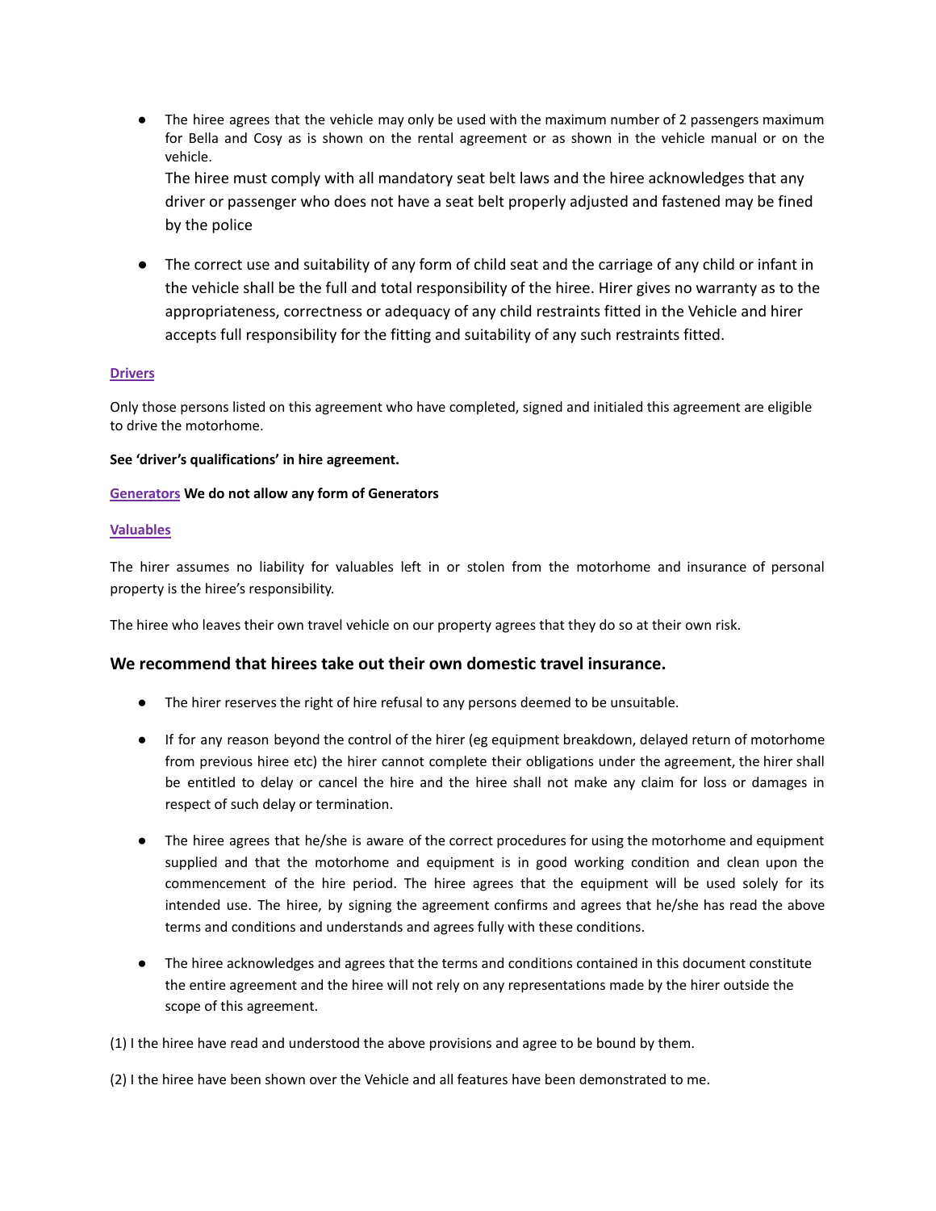- The hiree agrees that the vehicle may only be used with the maximum number of 2 passengers maximum for Bella and Cosy as is shown on the rental agreement or as shown in the vehicle manual or on the vehicle.

  The hiree must comply with all mandatory seat belt laws and the hiree acknowledges that any driver or passenger who does not have a seat belt properly adjusted and fastened may be fined by the police

- The correct use and suitability of any form of child seat and the carriage of any child or infant in the vehicle shall be the full and total responsibility of the hiree. Hirer gives no warranty as to the appropriateness, correctness or adequacy of any child restraints fitted in the Vehicle and hirer accepts full responsibility for the fitting and suitability of any such restraints fitted.

**Drivers**

Only those persons listed on this agreement who have completed, signed and initialed this agreement are eligible to drive the motorhome.

**See 'driver's qualifications' in hire agreement.**

**Generators** **We do not allow any form of Generators**

**Valuables**

The hirer assumes no liability for valuables left in or stolen from the motorhome and insurance of personal property is the hiree's responsibility.

The hiree who leaves their own travel vehicle on our property agrees that they do so at their own risk.

### We recommend that hirees take out their own domestic travel insurance.

- The hirer reserves the right of hire refusal to any persons deemed to be unsuitable.

- If for any reason beyond the control of the hirer (eg equipment breakdown, delayed return of motorhome from previous hiree etc) the hirer cannot complete their obligations under the agreement, the hirer shall be entitled to delay or cancel the hire and the hiree shall not make any claim for loss or damages in respect of such delay or termination.

- The hiree agrees that he/she is aware of the correct procedures for using the motorhome and equipment supplied and that the motorhome and equipment is in good working condition and clean upon the commencement of the hire period. The hiree agrees that the equipment will be used solely for its intended use. The hiree, by signing the agreement confirms and agrees that he/she has read the above terms and conditions and understands and agrees fully with these conditions.

- The hiree acknowledges and agrees that the terms and conditions contained in this document constitute the entire agreement and the hiree will not rely on any representations made by the hirer outside the scope of this agreement.

(1) I the hiree have read and understood the above provisions and agree to be bound by them.

(2) I the hiree have been shown over the Vehicle and all features have been demonstrated to me.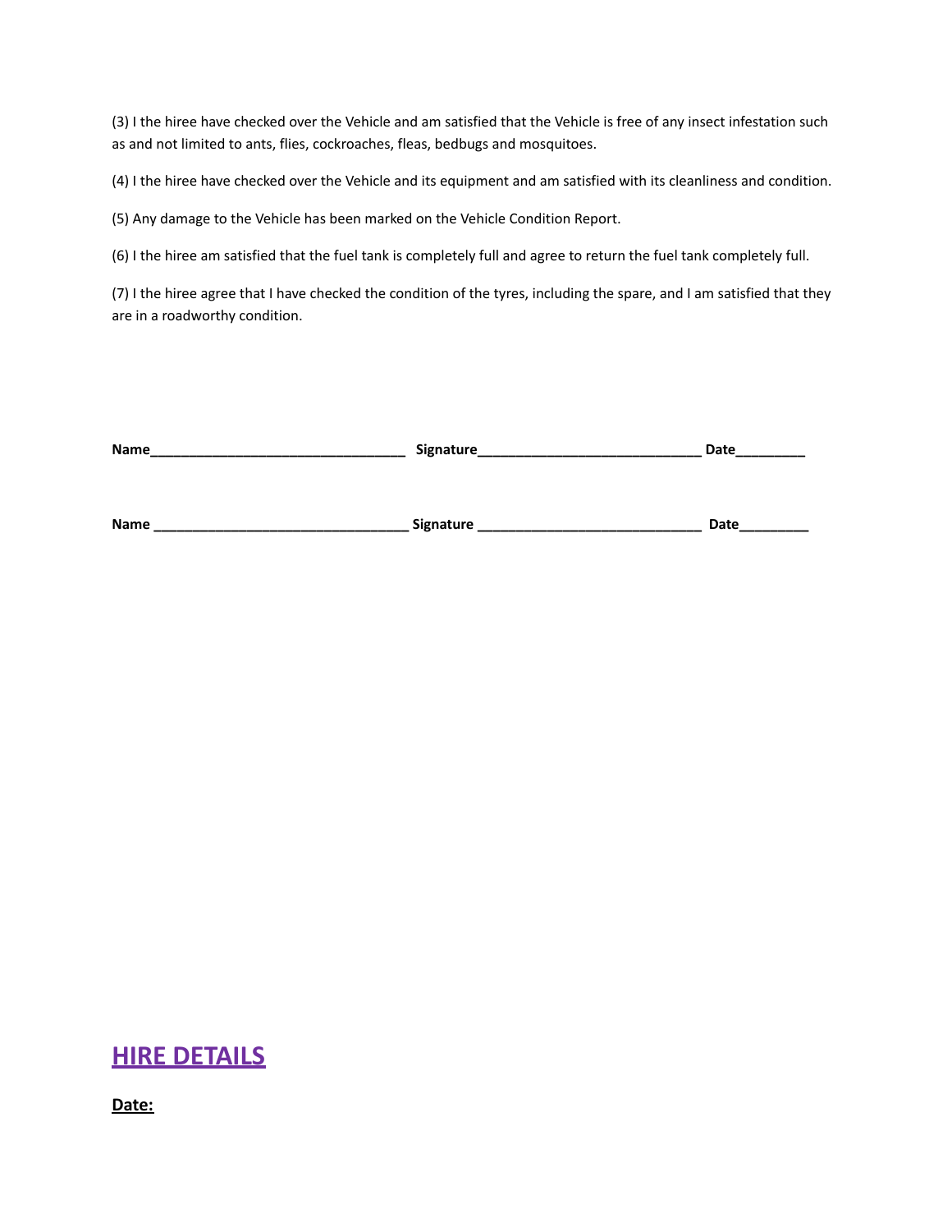(3) I the hiree have checked over the Vehicle and am satisfied that the Vehicle is free of any insect infestation such as and not limited to ants, flies, cockroaches, fleas, bedbugs and mosquitoes.

(4) I the hiree have checked over the Vehicle and its equipment and am satisfied with its cleanliness and condition.

(5) Any damage to the Vehicle has been marked on the Vehicle Condition Report.

(6) I the hiree am satisfied that the fuel tank is completely full and agree to return the fuel tank completely full.

(7) I the hiree agree that I have checked the condition of the tyres, including the spare, and I am satisfied that they are in a roadworthy condition.

**Name**_________________________________ **Signature**_____________________________ **Date**_________

**Name** _________________________________ **Signature** _____________________________ **Date**_________

## HIRE DETAILS

**Date:**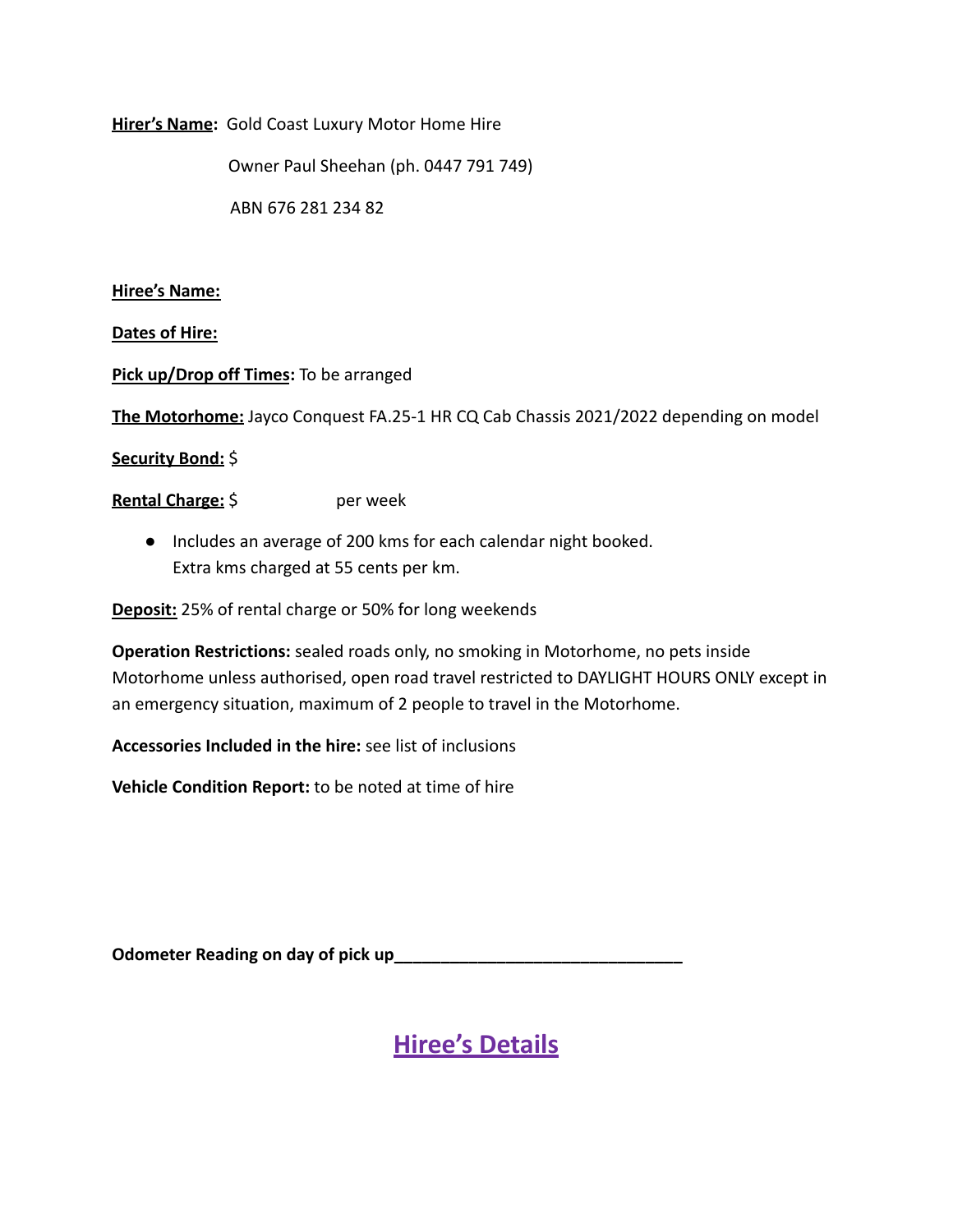**Hirer's Name:** Gold Coast Luxury Motor Home Hire

Owner Paul Sheehan (ph. 0447 791 749)

ABN 676 281 234 82

**Hiree's Name:**

**Dates of Hire:**

**Pick up/Drop off Times:** To be arranged

**The Motorhome:** Jayco Conquest FA.25-1 HR CQ Cab Chassis 2021/2022 depending on model

**Security Bond:** $

**Rental Charge:** $ per week

- Includes an average of 200 kms for each calendar night booked. Extra kms charged at 55 cents per km.

**Deposit:** 25% of rental charge or 50% for long weekends

**Operation Restrictions:** sealed roads only, no smoking in Motorhome, no pets inside Motorhome unless authorised, open road travel restricted to DAYLIGHT HOURS ONLY except in an emergency situation, maximum of 2 people to travel in the Motorhome.

**Accessories Included in the hire:** see list of inclusions

**Vehicle Condition Report:** to be noted at time of hire

**Odometer Reading on day of pick up**_______________________________

## Hiree's Details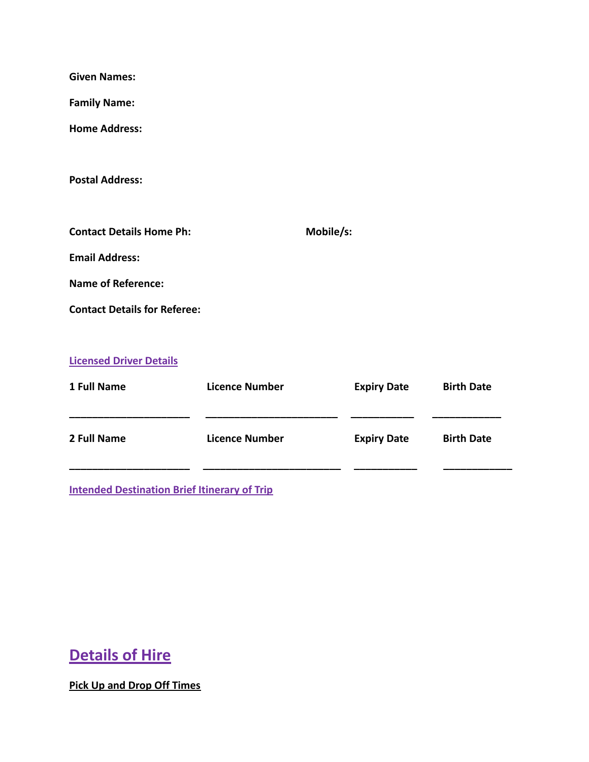**Given Names:**

**Family Name:**

**Home Address:**

**Postal Address:**

**Contact Details Home Ph:** **Mobile/s:**

**Email Address:**

**Name of Reference:**

**Contact Details for Referee:**

**Licensed Driver Details**

| 1 Full Name | Licence Number | Expiry Date | Birth Date |
|---|---|---|---|
| ______________________ | ________________________ | ___________ | ____________ |
| **2 Full Name** | **Licence Number** | **Expiry Date** | **Birth Date** |
| ______________________ | _________________________ | ___________ | ____________ |

**Intended Destination Brief Itinerary of Trip**

## Details of Hire

**Pick Up and Drop Off Times**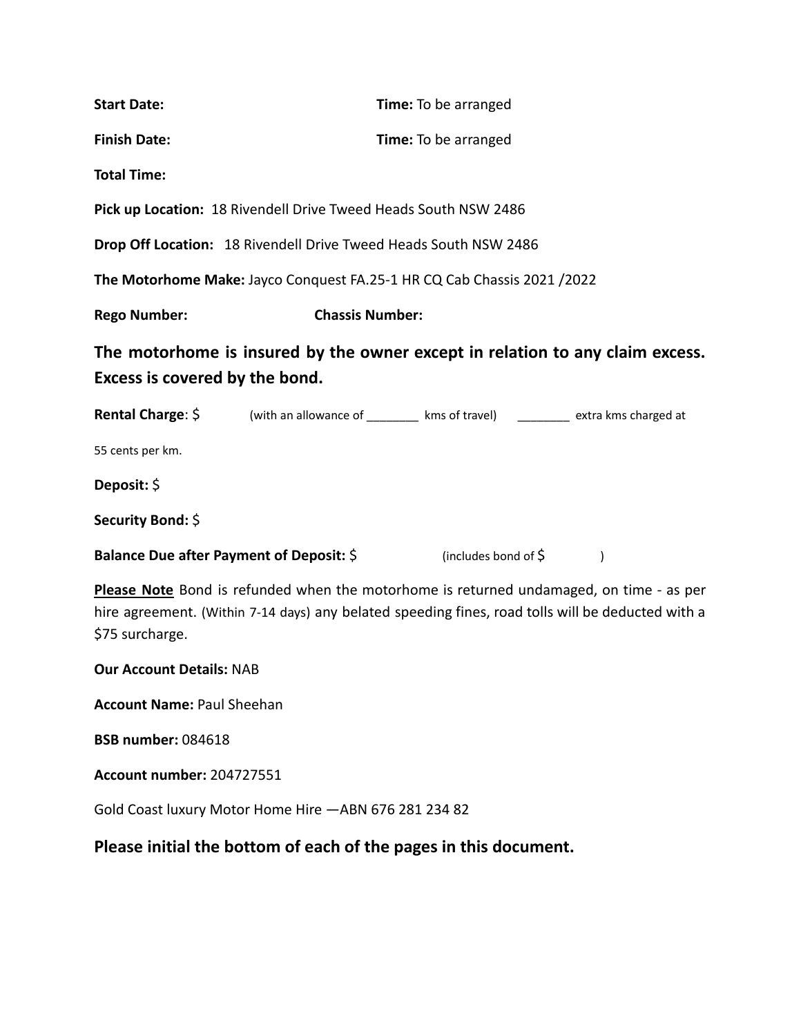**Start Date:** **Time:** To be arranged

**Finish Date:** **Time:** To be arranged

**Total Time:**

**Pick up Location:** 18 Rivendell Drive Tweed Heads South NSW 2486

**Drop Off Location:** 18 Rivendell Drive Tweed Heads South NSW 2486

**The Motorhome Make:** Jayco Conquest FA.25-1 HR CQ Cab Chassis 2021 /2022

**Rego Number:** **Chassis Number:**

## The motorhome is insured by the owner except in relation to any claim excess. Excess is covered by the bond.

**Rental Charge**: $ (with an allowance of ________ kms of travel) ________ extra kms charged at 55 cents per km.

**Deposit:** $

**Security Bond:** $

**Balance Due after Payment of Deposit:** $ (includes bond of $ )

**Please Note** Bond is refunded when the motorhome is returned undamaged, on time - as per hire agreement. (Within 7-14 days) any belated speeding fines, road tolls will be deducted with a $75 surcharge.

**Our Account Details:** NAB

**Account Name:** Paul Sheehan

**BSB number:** 084618

**Account number:** 204727551

Gold Coast luxury Motor Home Hire —ABN 676 281 234 82

## Please initial the bottom of each of the pages in this document.